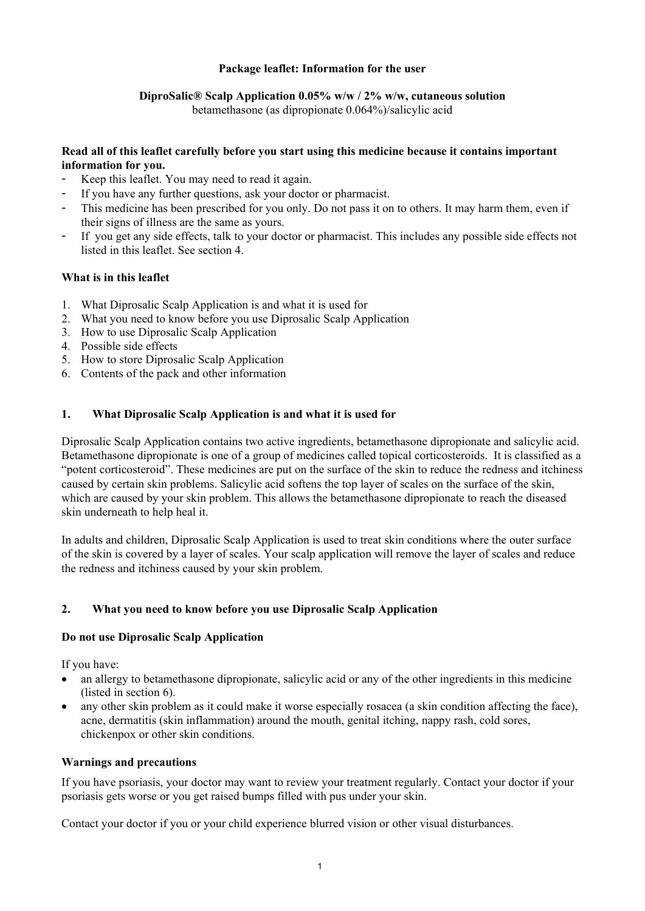**Package leaflet: Information for the user**

**DiproSalic® Scalp Application 0.05% w/w / 2% w/w, cutaneous solution**
betamethasone (as dipropionate 0.064%)/salicylic acid

**Read all of this leaflet carefully before you start using this medicine because it contains important information for you.**

- Keep this leaflet. You may need to read it again.
- If you have any further questions, ask your doctor or pharmacist.
- This medicine has been prescribed for you only. Do not pass it on to others. It may harm them, even if their signs of illness are the same as yours.
- If you get any side effects, talk to your doctor or pharmacist. This includes any possible side effects not listed in this leaflet. See section 4.

**What is in this leaflet**

1. What Diprosalic Scalp Application is and what it is used for
2. What you need to know before you use Diprosalic Scalp Application
3. How to use Diprosalic Scalp Application
4. Possible side effects
5. How to store Diprosalic Scalp Application
6. Contents of the pack and other information

## 1. What Diprosalic Scalp Application is and what it is used for

Diprosalic Scalp Application contains two active ingredients, betamethasone dipropionate and salicylic acid. Betamethasone dipropionate is one of a group of medicines called topical corticosteroids. It is classified as a "potent corticosteroid". These medicines are put on the surface of the skin to reduce the redness and itchiness caused by certain skin problems. Salicylic acid softens the top layer of scales on the surface of the skin, which are caused by your skin problem. This allows the betamethasone dipropionate to reach the diseased skin underneath to help heal it.

In adults and children, Diprosalic Scalp Application is used to treat skin conditions where the outer surface of the skin is covered by a layer of scales. Your scalp application will remove the layer of scales and reduce the redness and itchiness caused by your skin problem.

## 2. What you need to know before you use Diprosalic Scalp Application

**Do not use Diprosalic Scalp Application**

If you have:

- an allergy to betamethasone dipropionate, salicylic acid or any of the other ingredients in this medicine (listed in section 6).
- any other skin problem as it could make it worse especially rosacea (a skin condition affecting the face), acne, dermatitis (skin inflammation) around the mouth, genital itching, nappy rash, cold sores, chickenpox or other skin conditions.

**Warnings and precautions**

If you have psoriasis, your doctor may want to review your treatment regularly. Contact your doctor if your psoriasis gets worse or you get raised bumps filled with pus under your skin.

Contact your doctor if you or your child experience blurred vision or other visual disturbances.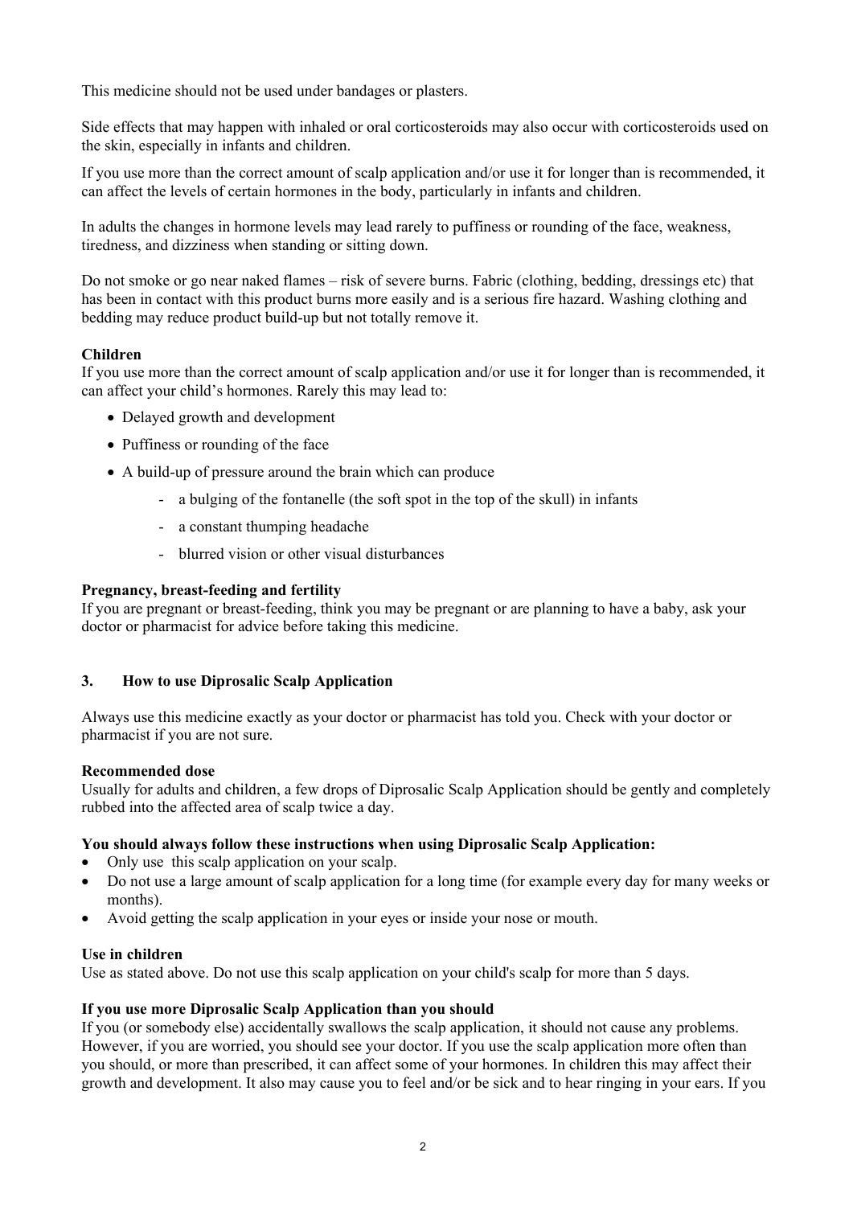This medicine should not be used under bandages or plasters.

Side effects that may happen with inhaled or oral corticosteroids may also occur with corticosteroids used on the skin, especially in infants and children.

If you use more than the correct amount of scalp application and/or use it for longer than is recommended, it can affect the levels of certain hormones in the body, particularly in infants and children.

In adults the changes in hormone levels may lead rarely to puffiness or rounding of the face, weakness, tiredness, and dizziness when standing or sitting down.

Do not smoke or go near naked flames – risk of severe burns. Fabric (clothing, bedding, dressings etc) that has been in contact with this product burns more easily and is a serious fire hazard. Washing clothing and bedding may reduce product build-up but not totally remove it.

**Children**

If you use more than the correct amount of scalp application and/or use it for longer than is recommended, it can affect your child's hormones. Rarely this may lead to:

- Delayed growth and development
- Puffiness or rounding of the face
- A build-up of pressure around the brain which can produce
    - a bulging of the fontanelle (the soft spot in the top of the skull) in infants
    - a constant thumping headache
    - blurred vision or other visual disturbances

**Pregnancy, breast-feeding and fertility**

If you are pregnant or breast-feeding, think you may be pregnant or are planning to have a baby, ask your doctor or pharmacist for advice before taking this medicine.

## 3. How to use Diprosalic Scalp Application

Always use this medicine exactly as your doctor or pharmacist has told you. Check with your doctor or pharmacist if you are not sure.

**Recommended dose**

Usually for adults and children, a few drops of Diprosalic Scalp Application should be gently and completely rubbed into the affected area of scalp twice a day.

**You should always follow these instructions when using Diprosalic Scalp Application:**

- Only use this scalp application on your scalp.
- Do not use a large amount of scalp application for a long time (for example every day for many weeks or months).
- Avoid getting the scalp application in your eyes or inside your nose or mouth.

**Use in children**

Use as stated above. Do not use this scalp application on your child's scalp for more than 5 days.

**If you use more Diprosalic Scalp Application than you should**

If you (or somebody else) accidentally swallows the scalp application, it should not cause any problems. However, if you are worried, you should see your doctor. If you use the scalp application more often than you should, or more than prescribed, it can affect some of your hormones. In children this may affect their growth and development. It also may cause you to feel and/or be sick and to hear ringing in your ears. If you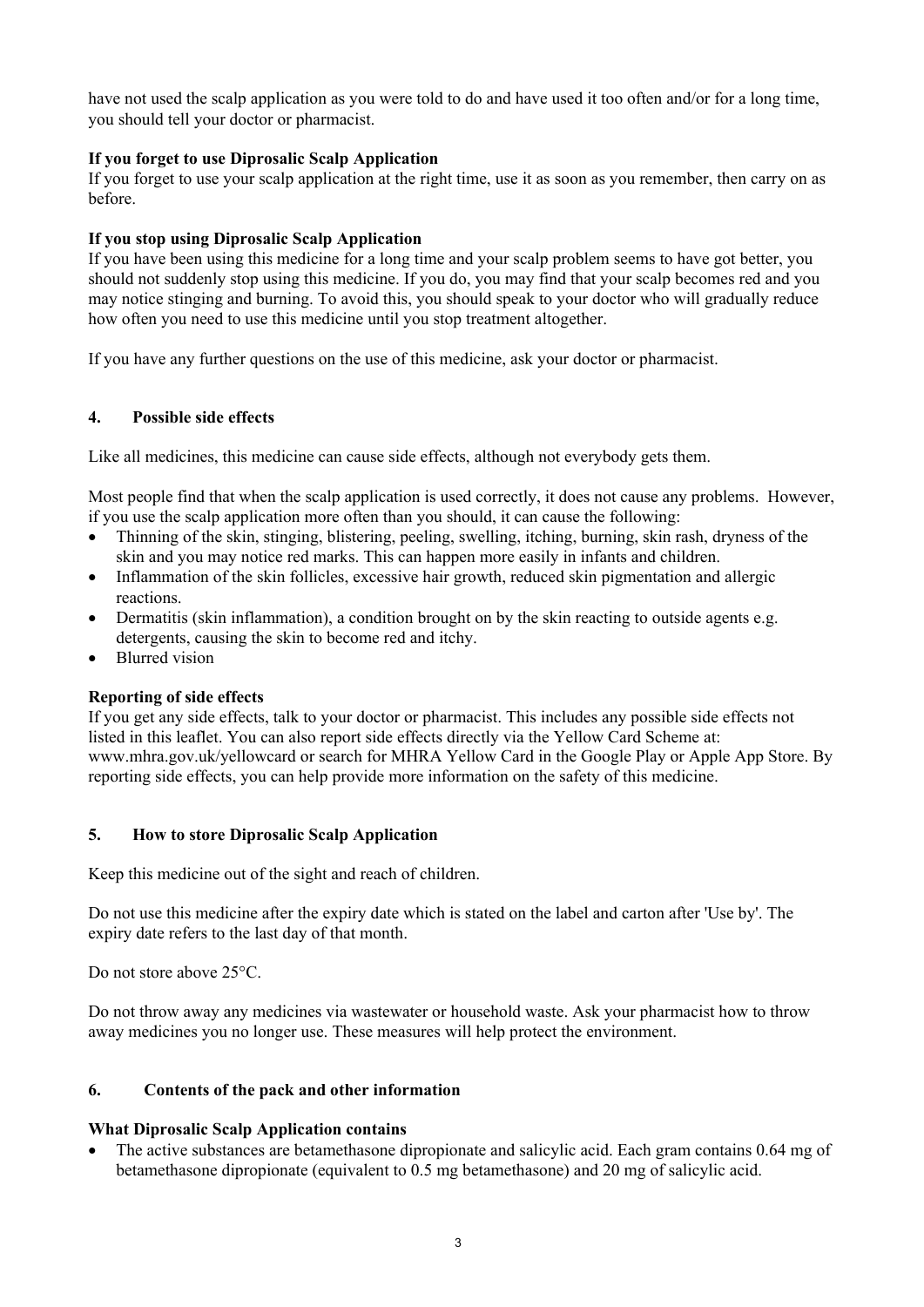have not used the scalp application as you were told to do and have used it too often and/or for a long time, you should tell your doctor or pharmacist.

**If you forget to use Diprosalic Scalp Application**

If you forget to use your scalp application at the right time, use it as soon as you remember, then carry on as before.

**If you stop using Diprosalic Scalp Application**

If you have been using this medicine for a long time and your scalp problem seems to have got better, you should not suddenly stop using this medicine. If you do, you may find that your scalp becomes red and you may notice stinging and burning. To avoid this, you should speak to your doctor who will gradually reduce how often you need to use this medicine until you stop treatment altogether.

If you have any further questions on the use of this medicine, ask your doctor or pharmacist.

## 4. Possible side effects

Like all medicines, this medicine can cause side effects, although not everybody gets them.

Most people find that when the scalp application is used correctly, it does not cause any problems. However, if you use the scalp application more often than you should, it can cause the following:

- Thinning of the skin, stinging, blistering, peeling, swelling, itching, burning, skin rash, dryness of the skin and you may notice red marks. This can happen more easily in infants and children.
- Inflammation of the skin follicles, excessive hair growth, reduced skin pigmentation and allergic reactions.
- Dermatitis (skin inflammation), a condition brought on by the skin reacting to outside agents e.g. detergents, causing the skin to become red and itchy.
- Blurred vision

**Reporting of side effects**

If you get any side effects, talk to your doctor or pharmacist. This includes any possible side effects not listed in this leaflet. You can also report side effects directly via the Yellow Card Scheme at: www.mhra.gov.uk/yellowcard or search for MHRA Yellow Card in the Google Play or Apple App Store. By reporting side effects, you can help provide more information on the safety of this medicine.

## 5. How to store Diprosalic Scalp Application

Keep this medicine out of the sight and reach of children.

Do not use this medicine after the expiry date which is stated on the label and carton after 'Use by'. The expiry date refers to the last day of that month.

Do not store above 25°C.

Do not throw away any medicines via wastewater or household waste. Ask your pharmacist how to throw away medicines you no longer use. These measures will help protect the environment.

## 6. Contents of the pack and other information

**What Diprosalic Scalp Application contains**

- The active substances are betamethasone dipropionate and salicylic acid. Each gram contains 0.64 mg of betamethasone dipropionate (equivalent to 0.5 mg betamethasone) and 20 mg of salicylic acid.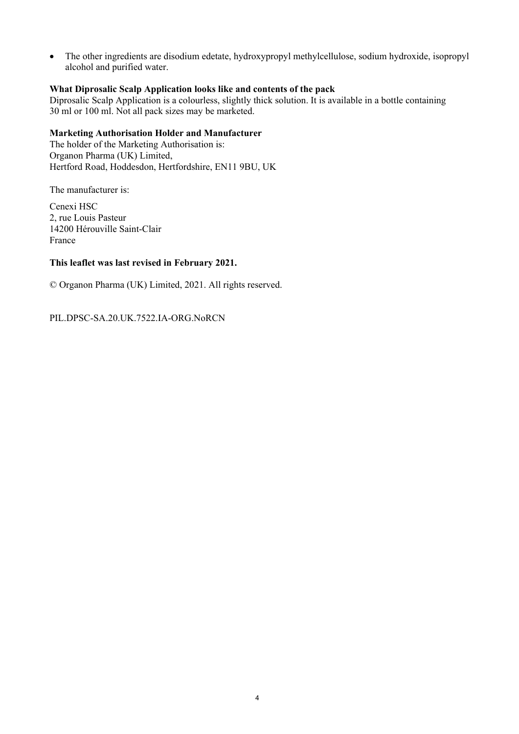- The other ingredients are disodium edetate, hydroxypropyl methylcellulose, sodium hydroxide, isopropyl alcohol and purified water.

**What Diprosalic Scalp Application looks like and contents of the pack**

Diprosalic Scalp Application is a colourless, slightly thick solution. It is available in a bottle containing 30 ml or 100 ml. Not all pack sizes may be marketed.

**Marketing Authorisation Holder and Manufacturer**

The holder of the Marketing Authorisation is:
Organon Pharma (UK) Limited,
Hertford Road, Hoddesdon, Hertfordshire, EN11 9BU, UK

The manufacturer is:

Cenexi HSC
2, rue Louis Pasteur
14200 Hérouville Saint-Clair
France

**This leaflet was last revised in February 2021.**

© Organon Pharma (UK) Limited, 2021. All rights reserved.

PIL.DPSC-SA.20.UK.7522.IA-ORG.NoRCN